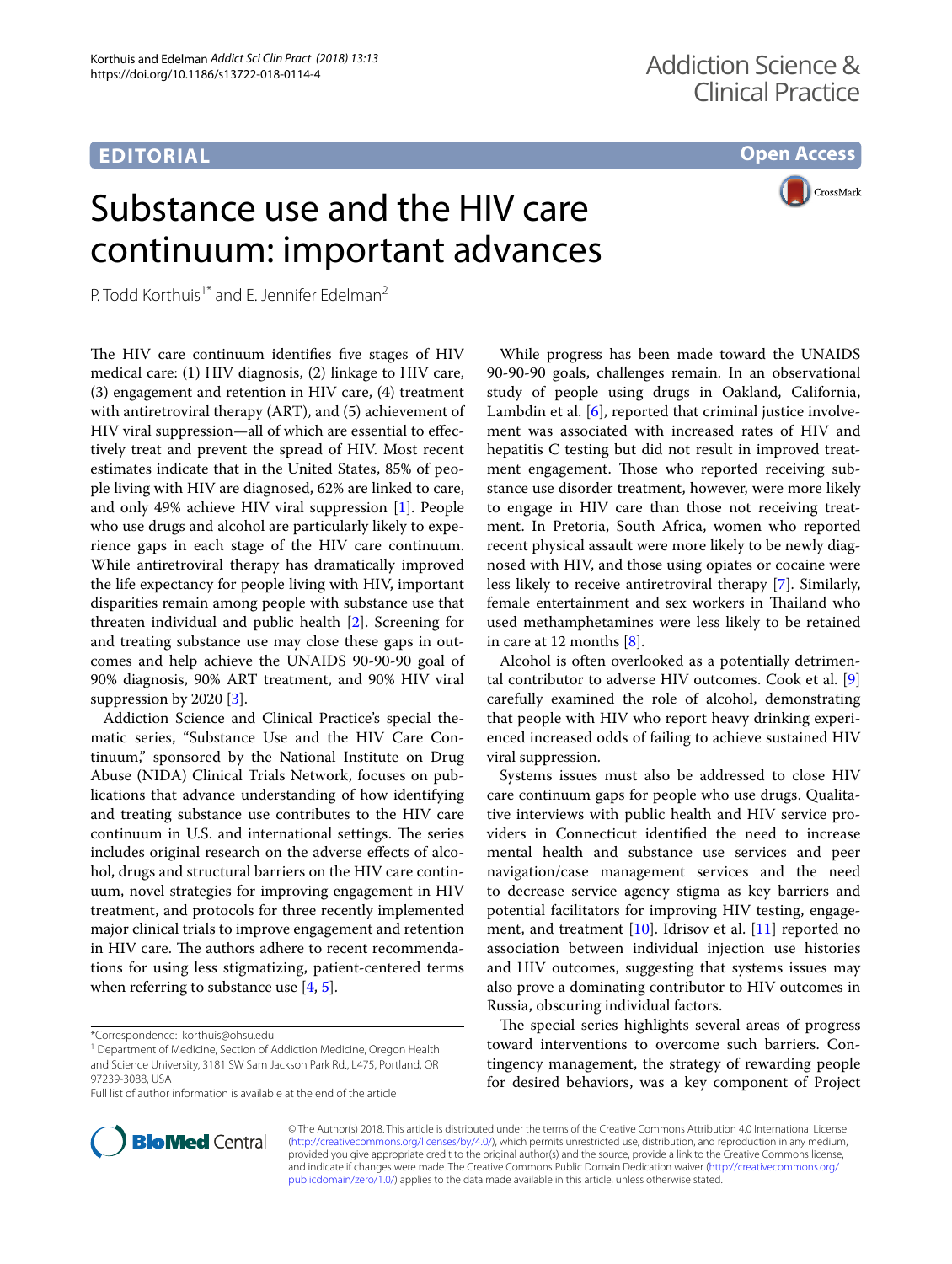EDITORIAL

Open Access

# Substance use and the HIV care continuum: important advances

P. Todd Korthuis[1*] and E. Jennifer Edelman[2]

The HIV care continuum identifies five stages of HIV medical care: (1) HIV diagnosis, (2) linkage to HIV care, (3) engagement and retention in HIV care, (4) treatment with antiretroviral therapy (ART), and (5) achievement of HIV viral suppression—all of which are essential to effectively treat and prevent the spread of HIV. Most recent estimates indicate that in the United States, 85% of people living with HIV are diagnosed, 62% are linked to care, and only 49% achieve HIV viral suppression [1]. People who use drugs and alcohol are particularly likely to experience gaps in each stage of the HIV care continuum. While antiretroviral therapy has dramatically improved the life expectancy for people living with HIV, important disparities remain among people with substance use that threaten individual and public health [2]. Screening for and treating substance use may close these gaps in outcomes and help achieve the UNAIDS 90-90-90 goal of 90% diagnosis, 90% ART treatment, and 90% HIV viral suppression by 2020 [3].

Addiction Science and Clinical Practice's special thematic series, "Substance Use and the HIV Care Continuum," sponsored by the National Institute on Drug Abuse (NIDA) Clinical Trials Network, focuses on publications that advance understanding of how identifying and treating substance use contributes to the HIV care continuum in U.S. and international settings. The series includes original research on the adverse effects of alcohol, drugs and structural barriers on the HIV care continuum, novel strategies for improving engagement in HIV treatment, and protocols for three recently implemented major clinical trials to improve engagement and retention in HIV care. The authors adhere to recent recommendations for using less stigmatizing, patient-centered terms when referring to substance use [4, 5].

While progress has been made toward the UNAIDS 90-90-90 goals, challenges remain. In an observational study of people using drugs in Oakland, California, Lambdin et al. [6], reported that criminal justice involvement was associated with increased rates of HIV and hepatitis C testing but did not result in improved treatment engagement. Those who reported receiving substance use disorder treatment, however, were more likely to engage in HIV care than those not receiving treatment. In Pretoria, South Africa, women who reported recent physical assault were more likely to be newly diagnosed with HIV, and those using opiates or cocaine were less likely to receive antiretroviral therapy [7]. Similarly, female entertainment and sex workers in Thailand who used methamphetamines were less likely to be retained in care at 12 months [8].

Alcohol is often overlooked as a potentially detrimental contributor to adverse HIV outcomes. Cook et al. [9] carefully examined the role of alcohol, demonstrating that people with HIV who report heavy drinking experienced increased odds of failing to achieve sustained HIV viral suppression.

Systems issues must also be addressed to close HIV care continuum gaps for people who use drugs. Qualitative interviews with public health and HIV service providers in Connecticut identified the need to increase mental health and substance use services and peer navigation/case management services and the need to decrease service agency stigma as key barriers and potential facilitators for improving HIV testing, engagement, and treatment [10]. Idrisov et al. [11] reported no association between individual injection use histories and HIV outcomes, suggesting that systems issues may also prove a dominating contributor to HIV outcomes in Russia, obscuring individual factors.

The special series highlights several areas of progress toward interventions to overcome such barriers. Contingency management, the strategy of rewarding people for desired behaviors, was a key component of Project

*Correspondence: korthuis@ohsu.edu

[1] Department of Medicine, Section of Addiction Medicine, Oregon Health and Science University, 3181 SW Sam Jackson Park Rd., L475, Portland, OR 97239-3088, USA

Full list of author information is available at the end of the article

© The Author(s) 2018. This article is distributed under the terms of the Creative Commons Attribution 4.0 International License (http://creativecommons.org/licenses/by/4.0/), which permits unrestricted use, distribution, and reproduction in any medium, provided you give appropriate credit to the original author(s) and the source, provide a link to the Creative Commons license, and indicate if changes were made. The Creative Commons Public Domain Dedication waiver (http://creativecommons.org/publicdomain/zero/1.0/) applies to the data made available in this article, unless otherwise stated.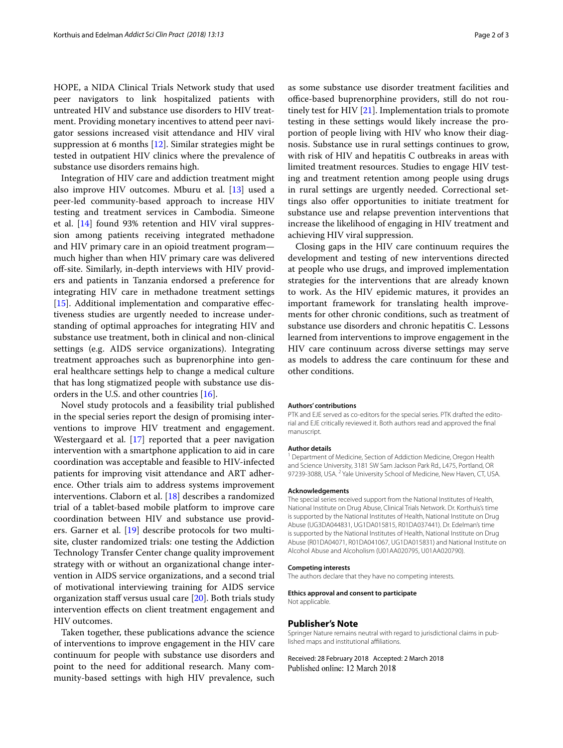HOPE, a NIDA Clinical Trials Network study that used peer navigators to link hospitalized patients with untreated HIV and substance use disorders to HIV treatment. Providing monetary incentives to attend peer navigator sessions increased visit attendance and HIV viral suppression at 6 months [12]. Similar strategies might be tested in outpatient HIV clinics where the prevalence of substance use disorders remains high.

Integration of HIV care and addiction treatment might also improve HIV outcomes. Mburu et al. [13] used a peer-led community-based approach to increase HIV testing and treatment services in Cambodia. Simeone et al. [14] found 93% retention and HIV viral suppression among patients receiving integrated methadone and HIV primary care in an opioid treatment program—much higher than when HIV primary care was delivered off-site. Similarly, in-depth interviews with HIV providers and patients in Tanzania endorsed a preference for integrating HIV care in methadone treatment settings [15]. Additional implementation and comparative effectiveness studies are urgently needed to increase understanding of optimal approaches for integrating HIV and substance use treatment, both in clinical and non-clinical settings (e.g. AIDS service organizations). Integrating treatment approaches such as buprenorphine into general healthcare settings help to change a medical culture that has long stigmatized people with substance use disorders in the U.S. and other countries [16].

Novel study protocols and a feasibility trial published in the special series report the design of promising interventions to improve HIV treatment and engagement. Westergaard et al. [17] reported that a peer navigation intervention with a smartphone application to aid in care coordination was acceptable and feasible to HIV-infected patients for improving visit attendance and ART adherence. Other trials aim to address systems improvement interventions. Claborn et al. [18] describes a randomized trial of a tablet-based mobile platform to improve care coordination between HIV and substance use providers. Garner et al. [19] describe protocols for two multisite, cluster randomized trials: one testing the Addiction Technology Transfer Center change quality improvement strategy with or without an organizational change intervention in AIDS service organizations, and a second trial of motivational interviewing training for AIDS service organization staff versus usual care [20]. Both trials study intervention effects on client treatment engagement and HIV outcomes.

Taken together, these publications advance the science of interventions to improve engagement in the HIV care continuum for people with substance use disorders and point to the need for additional research. Many community-based settings with high HIV prevalence, such as some substance use disorder treatment facilities and office-based buprenorphine providers, still do not routinely test for HIV [21]. Implementation trials to promote testing in these settings would likely increase the proportion of people living with HIV who know their diagnosis. Substance use in rural settings continues to grow, with risk of HIV and hepatitis C outbreaks in areas with limited treatment resources. Studies to engage HIV testing and treatment retention among people using drugs in rural settings are urgently needed. Correctional settings also offer opportunities to initiate treatment for substance use and relapse prevention interventions that increase the likelihood of engaging in HIV treatment and achieving HIV viral suppression.

Closing gaps in the HIV care continuum requires the development and testing of new interventions directed at people who use drugs, and improved implementation strategies for the interventions that are already known to work. As the HIV epidemic matures, it provides an important framework for translating health improvements for other chronic conditions, such as treatment of substance use disorders and chronic hepatitis C. Lessons learned from interventions to improve engagement in the HIV care continuum across diverse settings may serve as models to address the care continuum for these and other conditions.

#### Authors' contributions

PTK and EJE served as co-editors for the special series. PTK drafted the editorial and EJE critically reviewed it. Both authors read and approved the final manuscript.

#### Author details

[1] Department of Medicine, Section of Addiction Medicine, Oregon Health and Science University, 3181 SW Sam Jackson Park Rd., L475, Portland, OR 97239-3088, USA. [2] Yale University School of Medicine, New Haven, CT, USA.

#### Acknowledgements

The special series received support from the National Institutes of Health, National Institute on Drug Abuse, Clinical Trials Network. Dr. Korthuis's time is supported by the National Institutes of Health, National Institute on Drug Abuse (UG3DA044831, UG1DA015815, R01DA037441). Dr. Edelman's time is supported by the National Institutes of Health, National Institute on Drug Abuse (R01DA04071, R01DA041067, UG1DA015831) and National Institute on Alcohol Abuse and Alcoholism (U01AA020795, U01AA020790).

#### Competing interests

The authors declare that they have no competing interests.

#### Ethics approval and consent to participate

Not applicable.

### Publisher's Note

Springer Nature remains neutral with regard to jurisdictional claims in published maps and institutional affiliations.

Received: 28 February 2018 Accepted: 2 March 2018
Published online: 12 March 2018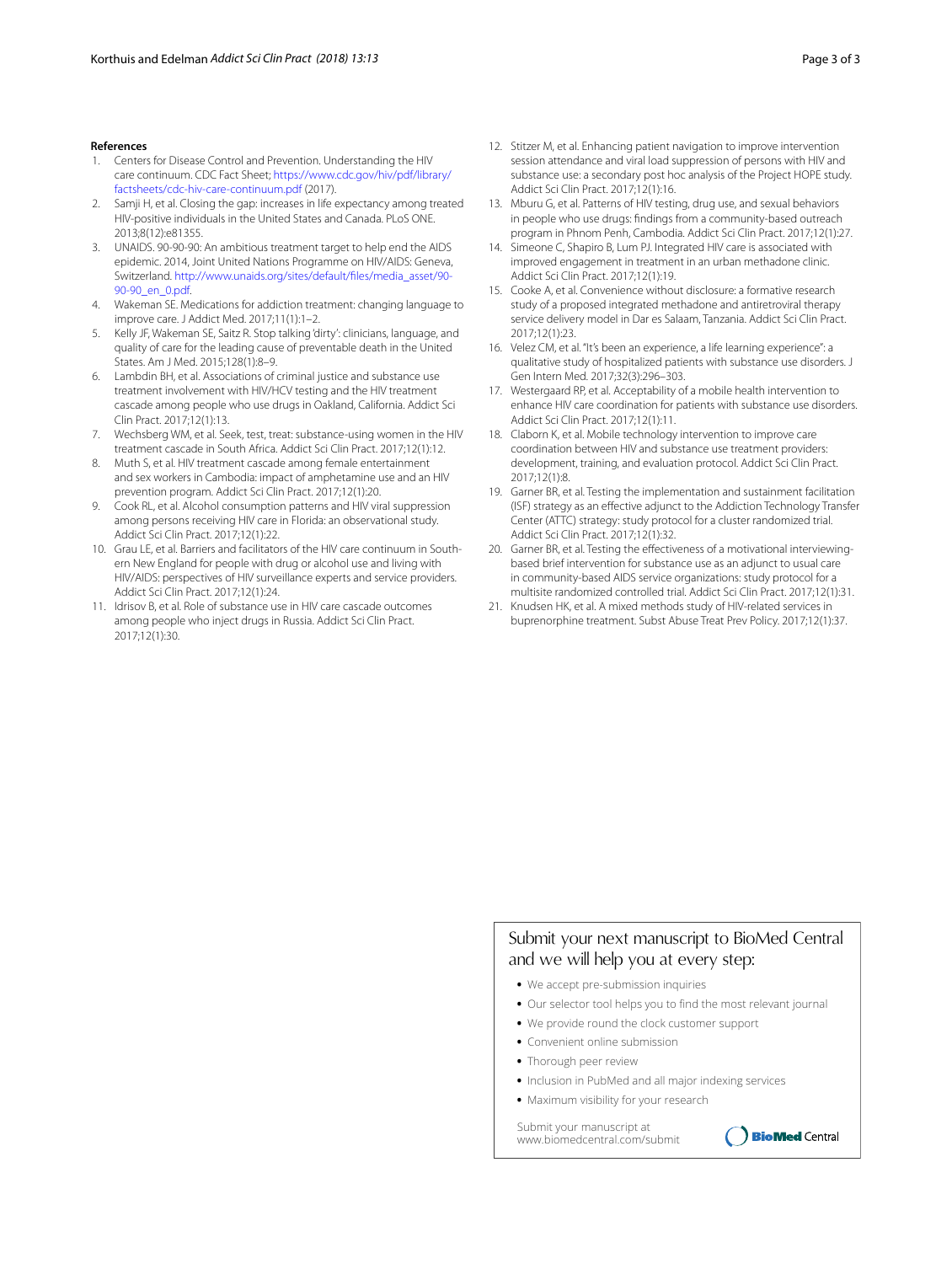## References

1. Centers for Disease Control and Prevention. Understanding the HIV care continuum. CDC Fact Sheet; https://www.cdc.gov/hiv/pdf/library/factsheets/cdc-hiv-care-continuum.pdf (2017).
2. Samji H, et al. Closing the gap: increases in life expectancy among treated HIV-positive individuals in the United States and Canada. PLoS ONE. 2013;8(12):e81355.
3. UNAIDS. 90-90-90: An ambitious treatment target to help end the AIDS epidemic. 2014, Joint United Nations Programme on HIV/AIDS: Geneva, Switzerland. http://www.unaids.org/sites/default/files/media_asset/90-90-90_en_0.pdf.
4. Wakeman SE. Medications for addiction treatment: changing language to improve care. J Addict Med. 2017;11(1):1–2.
5. Kelly JF, Wakeman SE, Saitz R. Stop talking 'dirty': clinicians, language, and quality of care for the leading cause of preventable death in the United States. Am J Med. 2015;128(1):8–9.
6. Lambdin BH, et al. Associations of criminal justice and substance use treatment involvement with HIV/HCV testing and the HIV treatment cascade among people who use drugs in Oakland, California. Addict Sci Clin Pract. 2017;12(1):13.
7. Wechsberg WM, et al. Seek, test, treat: substance-using women in the HIV treatment cascade in South Africa. Addict Sci Clin Pract. 2017;12(1):12.
8. Muth S, et al. HIV treatment cascade among female entertainment and sex workers in Cambodia: impact of amphetamine use and an HIV prevention program. Addict Sci Clin Pract. 2017;12(1):20.
9. Cook RL, et al. Alcohol consumption patterns and HIV viral suppression among persons receiving HIV care in Florida: an observational study. Addict Sci Clin Pract. 2017;12(1):22.
10. Grau LE, et al. Barriers and facilitators of the HIV care continuum in Southern New England for people with drug or alcohol use and living with HIV/AIDS: perspectives of HIV surveillance experts and service providers. Addict Sci Clin Pract. 2017;12(1):24.
11. Idrisov B, et al. Role of substance use in HIV care cascade outcomes among people who inject drugs in Russia. Addict Sci Clin Pract. 2017;12(1):30.
12. Stitzer M, et al. Enhancing patient navigation to improve intervention session attendance and viral load suppression of persons with HIV and substance use: a secondary post hoc analysis of the Project HOPE study. Addict Sci Clin Pract. 2017;12(1):16.
13. Mburu G, et al. Patterns of HIV testing, drug use, and sexual behaviors in people who use drugs: findings from a community-based outreach program in Phnom Penh, Cambodia. Addict Sci Clin Pract. 2017;12(1):27.
14. Simeone C, Shapiro B, Lum PJ. Integrated HIV care is associated with improved engagement in treatment in an urban methadone clinic. Addict Sci Clin Pract. 2017;12(1):19.
15. Cooke A, et al. Convenience without disclosure: a formative research study of a proposed integrated methadone and antiretroviral therapy service delivery model in Dar es Salaam, Tanzania. Addict Sci Clin Pract. 2017;12(1):23.
16. Velez CM, et al. "It's been an experience, a life learning experience": a qualitative study of hospitalized patients with substance use disorders. J Gen Intern Med. 2017;32(3):296–303.
17. Westergaard RP, et al. Acceptability of a mobile health intervention to enhance HIV care coordination for patients with substance use disorders. Addict Sci Clin Pract. 2017;12(1):11.
18. Claborn K, et al. Mobile technology intervention to improve care coordination between HIV and substance use treatment providers: development, training, and evaluation protocol. Addict Sci Clin Pract. 2017;12(1):8.
19. Garner BR, et al. Testing the implementation and sustainment facilitation (ISF) strategy as an effective adjunct to the Addiction Technology Transfer Center (ATTC) strategy: study protocol for a cluster randomized trial. Addict Sci Clin Pract. 2017;12(1):32.
20. Garner BR, et al. Testing the effectiveness of a motivational interviewing-based brief intervention for substance use as an adjunct to usual care in community-based AIDS service organizations: study protocol for a multisite randomized controlled trial. Addict Sci Clin Pract. 2017;12(1):31.
21. Knudsen HK, et al. A mixed methods study of HIV-related services in buprenorphine treatment. Subst Abuse Treat Prev Policy. 2017;12(1):37.

Submit your next manuscript to BioMed Central and we will help you at every step:

- We accept pre-submission inquiries
- Our selector tool helps you to find the most relevant journal
- We provide round the clock customer support
- Convenient online submission
- Thorough peer review
- Inclusion in PubMed and all major indexing services
- Maximum visibility for your research

Submit your manuscript at www.biomedcentral.com/submit

BioMed Central